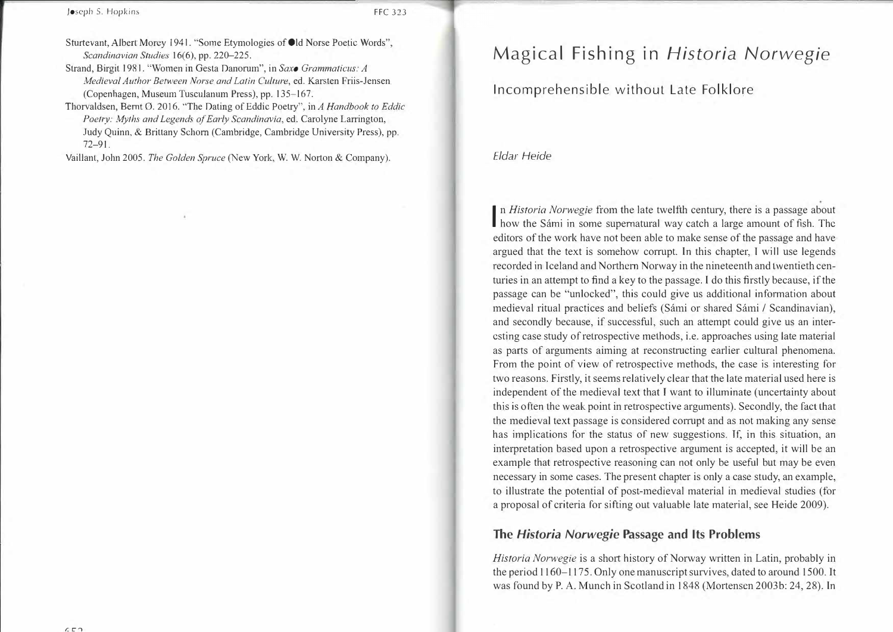Sturtevant, Albert Morey 1941. "Some Etymologies of Old Norse Poetic Words", *Scandinavian Studies* 16(6), pp. 220–225.

Strand, Birgit 1981. "Women in Gesta Danorum", in *Saxo Grammaticus: A Medieval Author Between Norse and Latin Culture*, ed. Karsten Friis-Jensen (Copenhagen, Museum Tusculanum Press), pp. 135–167.

Thorvaldsen, Bernt Ø. 2016. "The Dating of Eddic Poetry", in *A Handbook to Eddic Poetry: Myths and Legends of Early Scandinavia*, ed. Carolyne Larrington, Judy Quinn, & Brittany Schorn (Cambridge, Cambridge University Press), pp. 72–91.

Vaillant, John 2005. *The Golden Spruce* (New York, W. W. Norton & Company).

# Magical Fishing in *Historia Norwegie*

## Incomprehensible without Late Folklore

*Eldar Heide*

In *Historia Norwegie* from the late twelfth century, there is a passage about how the Sámi in some supernatural way catch a large amount of fish. The editors of the work have not been able to make sense of the passage and have argued that the text is somehow corrupt. In this chapter, I will use legends recorded in Iceland and Northern Norway in the nineteenth and twentieth centuries in an attempt to find a key to the passage. I do this firstly because, if the passage can be "unlocked", this could give us additional information about medieval ritual practices and beliefs (Sámi or shared Sámi / Scandinavian), and secondly because, if successful, such an attempt could give us an interesting case study of retrospective methods, i.e. approaches using late material as parts of arguments aiming at reconstructing earlier cultural phenomena. From the point of view of retrospective methods, the case is interesting for two reasons. Firstly, it seems relatively clear that the late material used here is independent of the medieval text that I want to illuminate (uncertainty about this is often the weak point in retrospective arguments). Secondly, the fact that the medieval text passage is considered corrupt and as not making any sense has implications for the status of new suggestions. If, in this situation, an interpretation based upon a retrospective argument is accepted, it will be an example that retrospective reasoning can not only be useful but may be even necessary in some cases. The present chapter is only a case study, an example, to illustrate the potential of post-medieval material in medieval studies (for a proposal of criteria for sifting out valuable late material, see Heide 2009).

### The *Historia Norwegie* Passage and Its Problems

*Historia Norwegie* is a short history of Norway written in Latin, probably in the period 1160–1175. Only one manuscript survives, dated to around 1500. It was found by P. A. Munch in Scotland in 1848 (Mortensen 2003b: 24, 28). In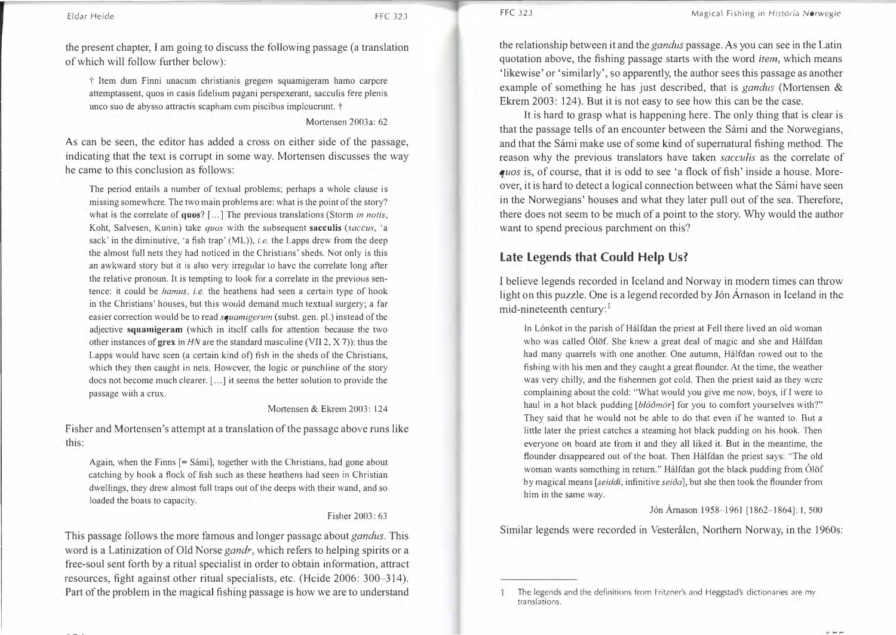the present chapter, I am going to discuss the following passage (a translation of which will follow further below):

> † Item dum Finni unacum christianis gregem squamigeram hamo carpere attemptassent, quos in casis fidelium pagani perspexerant, sacculis fere plenis unco suo de abysso attractis scapham cum piscibus impleuerunt. †
>
> Mortensen 2003a: 62

As can be seen, the editor has added a cross on either side of the passage, indicating that the text is corrupt in some way. Mortensen discusses the way he came to this conclusion as follows:

> The period entails a number of textual problems; perhaps a whole clause is missing somewhere. The two main problems are: what is the point of the story? what is the correlate of **quos**? [...] The previous translations (Storm *in notis*, Koht, Salvesen, Kunin) take *quos* with the subsequent **sacculis** (*saccus*, 'a sack' in the diminutive, 'a fish trap' (ML)), *i.e.* the Lapps drew from the deep the almost full nets they had noticed in the Christians' sheds. Not only is this an awkward story but it is also very irregular to have the correlate long after the relative pronoun. It is tempting to look for a correlate in the previous sentence: it could be *hamus*, *i.e.* the heathens had seen a certain type of hook in the Christians' houses, but this would demand much textual surgery; a far easier correction would be to read *squamigerum* (subst. gen. pl.) instead of the adjective **squamigeram** (which in itself calls for attention because the two other instances of **grex** in *HN* are the standard masculine (VII 2, X 7)): thus the Lapps would have seen (a certain kind of) fish in the sheds of the Christians, which they then caught in nets. However, the logic or punchline of the story does not become much clearer. [...] it seems the better solution to provide the passage with a crux.
>
> Mortensen & Ekrem 2003: 124

Fisher and Mortensen's attempt at a translation of the passage above runs like this:

> Again, when the Finns [= Sámi], together with the Christians, had gone about catching by hook a flock of fish such as these heathens had seen in Christian dwellings, they drew almost full traps out of the deeps with their wand, and so loaded the boats to capacity.
>
> Fisher 2003: 63

This passage follows the more famous and longer passage about *gandus*. This word is a Latinization of Old Norse *gandr*, which refers to helping spirits or a free-soul sent forth by a ritual specialist in order to obtain information, attract resources, fight against other ritual specialists, etc. (Heide 2006: 300–314). Part of the problem in the magical fishing passage is how we are to understand the relationship between it and the *gandus* passage. As you can see in the Latin quotation above, the fishing passage starts with the word *item*, which means 'likewise' or 'similarly', so apparently, the author sees this passage as another example of something he has just described, that is *gandus* (Mortensen & Ekrem 2003: 124). But it is not easy to see how this can be the case.

It is hard to grasp what is happening here. The only thing that is clear is that the passage tells of an encounter between the Sámi and the Norwegians, and that the Sámi make use of some kind of supernatural fishing method. The reason why the previous translators have taken *sacculis* as the correlate of *quos* is, of course, that it is odd to see 'a flock of fish' inside a house. Moreover, it is hard to detect a logical connection between what the Sámi have seen in the Norwegians' houses and what they later pull out of the sea. Therefore, there does not seem to be much of a point to the story. Why would the author want to spend precious parchment on this?

## Late Legends that Could Help Us?

I believe legends recorded in Iceland and Norway in modern times can throw light on this puzzle. One is a legend recorded by Jón Árnason in Iceland in the mid-nineteenth century:[1]

> In Lónkot in the parish of Hálfdan the priest at Fell there lived an old woman who was called Ólöf. She knew a great deal of magic and she and Hálfdan had many quarrels with one another. One autumn, Hálfdan rowed out to the fishing with his men and they caught a great flounder. At the time, the weather was very chilly, and the fishermen got cold. Then the priest said as they were complaining about the cold: "What would you give me now, boys, if I were to haul in a hot black pudding [*blóðmör*] for you to comfort yourselves with?" They said that he would not be able to do that even if he wanted to. But a little later the priest catches a steaming hot black pudding on his hook. Then everyone on board ate from it and they all liked it. But in the meantime, the flounder disappeared out of the boat. Then Hálfdan the priest says: "The old woman wants something in return." Hálfdan got the black pudding from Ólöf by magical means [*seiddi*, infinitive *seiða*], but she then took the flounder from him in the same way.
>
> Jón Árnason 1958–1961 [1862–1864]: I, 500

Similar legends were recorded in Vesterålen, Northern Norway, in the 1960s:

[1] The legends and the definitions from Fritzner's and Heggstad's dictionaries are my translations.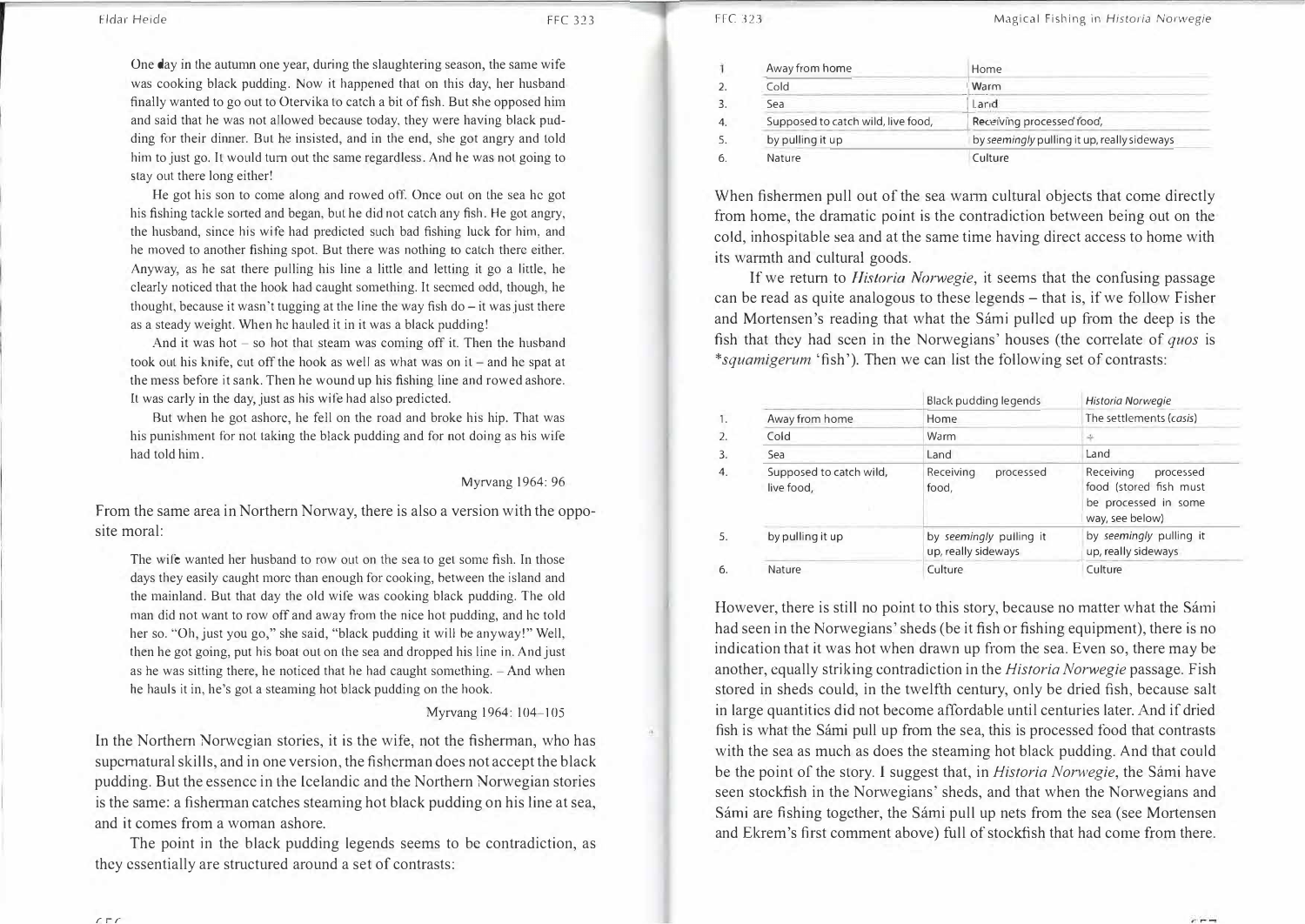One day in the autumn one year, during the slaughtering season, the same wife was cooking black pudding. Now it happened that on this day, her husband finally wanted to go out to Otervika to catch a bit of fish. But she opposed him and said that he was not allowed because today, they were having black pudding for their dinner. But he insisted, and in the end, she got angry and told him to just go. It would turn out the same regardless. And he was not going to stay out there long either!

He got his son to come along and rowed off. Once out on the sea he got his fishing tackle sorted and began, but he did not catch any fish. He got angry, the husband, since his wife had predicted such bad fishing luck for him, and he moved to another fishing spot. But there was nothing to catch there either. Anyway, as he sat there pulling his line a little and letting it go a little, he clearly noticed that the hook had caught something. It seemed odd, though, he thought, because it wasn't tugging at the line the way fish do – it was just there as a steady weight. When he hauled it in it was a black pudding!

And it was hot – so hot that steam was coming off it. Then the husband took out his knife, cut off the hook as well as what was on it – and he spat at the mess before it sank. Then he wound up his fishing line and rowed ashore. It was early in the day, just as his wife had also predicted.

But when he got ashore, he fell on the road and broke his hip. That was his punishment for not taking the black pudding and for not doing as his wife had told him.

Myrvang 1964: 96

From the same area in Northern Norway, there is also a version with the opposite moral:

The wife wanted her husband to row out on the sea to get some fish. In those days they easily caught more than enough for cooking, between the island and the mainland. But that day the old wife was cooking black pudding. The old man did not want to row off and away from the nice hot pudding, and he told her so. "Oh, just you go," she said, "black pudding it will be anyway!" Well, then he got going, put his boat out on the sea and dropped his line in. And just as he was sitting there, he noticed that he had caught something. – And when he hauls it in, he's got a steaming hot black pudding on the hook.

Myrvang 1964: 104–105

In the Northern Norwegian stories, it is the wife, not the fisherman, who has supernatural skills, and in one version, the fisherman does not accept the black pudding. But the essence in the Icelandic and the Northern Norwegian stories is the same: a fisherman catches steaming hot black pudding on his line at sea, and it comes from a woman ashore.

The point in the black pudding legends seems to be contradiction, as they essentially are structured around a set of contrasts:

| | | |
|---|---|---|
| 1 | Away from home | Home |
| 2. | Cold | Warm |
| 3. | Sea | Land |
| 4. | Supposed to catch wild, live food, | Receiving processed food, |
| 5. | by pulling it up | by *seemingly* pulling it up, really sideways |
| 6. | Nature | Culture |

When fishermen pull out of the sea warm cultural objects that come directly from home, the dramatic point is the contradiction between being out on the cold, inhospitable sea and at the same time having direct access to home with its warmth and cultural goods.

If we return to *Historia Norwegie*, it seems that the confusing passage can be read as quite analogous to these legends – that is, if we follow Fisher and Mortensen's reading that what the Sámi pulled up from the deep is the fish that they had seen in the Norwegians' houses (the correlate of *quos* is *\*squamigerum* 'fish'). Then we can list the following set of contrasts:

| | | Black pudding legends | *Historia Norwegie* |
|---|---|---|---|
| 1. | Away from home | Home | The settlements (*casis*) |
| 2. | Cold | Warm | ÷ |
| 3. | Sea | Land | Land |
| 4. | Supposed to catch wild, live food, | Receiving processed food, | Receiving processed food (stored fish must be processed in some way, see below) |
| 5. | by pulling it up | by *seemingly* pulling it up, really sideways | by *seemingly* pulling it up, really sideways |
| 6. | Nature | Culture | Culture |

However, there is still no point to this story, because no matter what the Sámi had seen in the Norwegians' sheds (be it fish or fishing equipment), there is no indication that it was hot when drawn up from the sea. Even so, there may be another, equally striking contradiction in the *Historia Norwegie* passage. Fish stored in sheds could, in the twelfth century, only be dried fish, because salt in large quantities did not become affordable until centuries later. And if dried fish is what the Sámi pull up from the sea, this is processed food that contrasts with the sea as much as does the steaming hot black pudding. And that could be the point of the story. I suggest that, in *Historia Norwegie*, the Sámi have seen stockfish in the Norwegians' sheds, and that when the Norwegians and Sámi are fishing together, the Sámi pull up nets from the sea (see Mortensen and Ekrem's first comment above) full of stockfish that had come from there.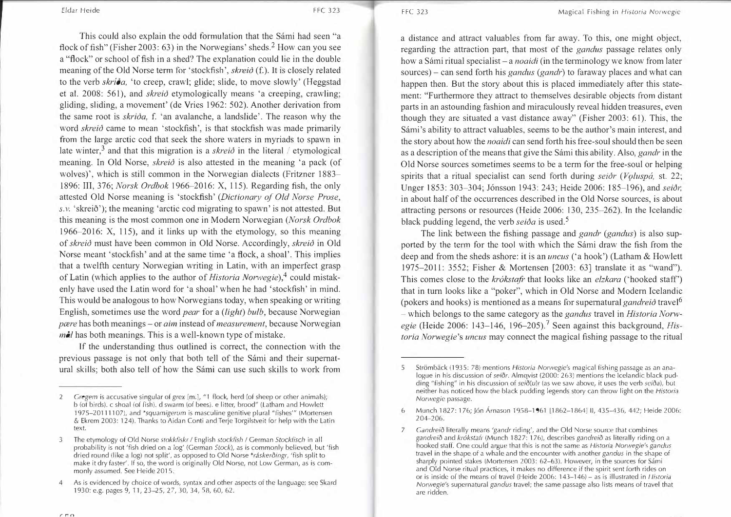This could also explain the odd formulation that the Sámi had seen "a flock of fish" (Fisher 2003: 63) in the Norwegians' sheds.[2] How can you see a "flock" or school of fish in a shed? The explanation could lie in the double meaning of the Old Norse term for 'stockfish', *skreið* (f.). It is closely related to the verb *skríða*, 'to creep, crawl; glide; slide, to move slowly' (Heggstad et al. 2008: 561), and *skreið* etymologically means 'a creeping, crawling; gliding, sliding, a movement' (de Vries 1962: 502). Another derivation from the same root is *skriða*, f. 'an avalanche, a landslide'. The reason why the word *skreið* came to mean 'stockfish', is that stockfish was made primarily from the large arctic cod that seek the shore waters in myriads to spawn in late winter,[3] and that this migration is a *skreið* in the literal / etymological meaning. In Old Norse, *skreið* is also attested in the meaning 'a pack (of wolves)', which is still common in the Norwegian dialects (Fritzner 1883–1896: III, 376; *Norsk Ordbok* 1966–2016: X, 115). Regarding fish, the only attested Old Norse meaning is 'stockfish' (*Dictionary of Old Norse Prose*, *s.v.* 'skreið'); the meaning 'arctic cod migrating to spawn' is not attested. But this meaning is the most common one in Modern Norwegian (*Norsk Ordbok* 1966–2016: X, 115), and it links up with the etymology, so this meaning of *skreið* must have been common in Old Norse. Accordingly, *skreið* in Old Norse meant 'stockfish' and at the same time 'a flock, a shoal'. This implies that a twelfth century Norwegian writing in Latin, with an imperfect grasp of Latin (which applies to the author of *Historia Norwegie*),[4] could mistakenly have used the Latin word for 'a shoal' when he had 'stockfish' in mind. This would be analogous to how Norwegians today, when speaking or writing English, sometimes use the word *pear* for a (*light*) *bulb*, because Norwegian *pære* has both meanings – or *aim* instead of *measurement*, because Norwegian *mål* has both meanings. This is a well-known type of mistake.

If the understanding thus outlined is correct, the connection with the previous passage is not only that both tell of the Sámi and their supernatural skills; both also tell of how the Sámi can use such skills to work from a distance and attract valuables from far away. To this, one might object, regarding the attraction part, that most of the *gandus* passage relates only how a Sámi ritual specialist – a *noaidi* (in the terminology we know from later sources) – can send forth his *gandus* (*gandr*) to faraway places and what can happen then. But the story about this is placed immediately after this statement: "Furthermore they attract to themselves desirable objects from distant parts in an astounding fashion and miraculously reveal hidden treasures, even though they are situated a vast distance away" (Fisher 2003: 61). This, the Sámi's ability to attract valuables, seems to be the author's main interest, and the story about how the *noaidi* can send forth his free-soul should then be seen as a description of the means that give the Sámi this ability. Also, *gandr* in the Old Norse sources sometimes seems to be a term for the free-soul or helping spirits that a ritual specialist can send forth during *seiðr* (*Vǫluspá*, st. 22; Unger 1853: 303–304; Jónsson 1943: 243; Heide 2006: 185–196), and *seiðr*, in about half of the occurrences described in the Old Norse sources, is about attracting persons or resources (Heide 2006: 130, 235–262). In the Icelandic black pudding legend, the verb *seiða* is used.[5]

The link between the fishing passage and *gandr* (*gandus*) is also supported by the term for the tool with which the Sámi draw the fish from the deep and from the sheds ashore: it is an *uncus* ('a hook') (Latham & Howlett 1975–2011: 3552; Fisher & Mortensen [2003: 63] translate it as "wand"). This comes close to the *krókstafr* that looks like an *elzkara* ('hooked staff') that in turn looks like a "poker", which in Old Norse and Modern Icelandic (pokers and hooks) is mentioned as a means for supernatural *gandreið* travel[6] – which belongs to the same category as the *gandus* travel in *Historia Norwegie* (Heide 2006: 143–146, 196–205).[7] Seen against this background, *Historia Norwegie*'s *uncus* may connect the magical fishing passage to the ritual

---

2 *Gregem* is accusative singular of *grex* [m.], "1 flock, herd (of sheep or other animals); b (of birds). c shoal (of fish). d swarm (of bees). e litter, brood" (Latham and Howlett 1975–2011: 1107), and *squamigerum* is masculine genitive plural "fishes" (Mortensen & Ekrem 2003: 124). Thanks to Aidan Conti and Terje Torgilstveit for help with the Latin text.

3 The etymology of Old Norse *stokkfiskr* / English *stockfish* / German *Stockfisch* in all probability is not 'fish dried on a log' (German *Stock*), as is commonly believed, but 'fish dried round (like a log) not split', as opposed to Old Norse *\*ráskerðingr*, 'fish split to make it dry faster'. If so, the word is originally Old Norse, not Low German, as is commonly assumed. See Heide 2015.

4 As is evidenced by choice of words, syntax and other aspects of the language; see Skard 1930: e.g. pages 9, 11, 23–25, 27, 30, 34, 58, 60, 62.

5 Strömbäck (1935: 78) mentions *Historia Norwegie*'s magical fishing passage as an analogue in his discussion of *seiðr*. Almqvist (2000: 263) mentions the Icelandic black pudding "fishing" in his discussion of *seið(u)r* (as we saw above, it uses the verb *seiða*), but neither has noticed how the black pudding legends story can throw light on the *Historia Norwegie* passage.

6 Munch 1827: 176; Jón Árnason 1958–1961 [1862–1864] II, 435–436, 442; Heide 2006: 204–206.

7 *Gandreið* literally means '*gandr* riding', and the Old Norse source that combines *gandreið* and *krókstafr* (Munch 1827: 176), describes *gandreið* as literally riding on a hooked staff. One could argue that this is not the same as *Historia Norwegie*'s *gandus* travel in the shape of a whale and the encounter with another *gandus* in the shape of sharply pointed stakes (Mortensen 2003: 62–63). However, in the sources for Sámi and Old Norse ritual practices, it makes no difference if the spirit sent forth rides on or is inside of the means of travel (Heide 2006: 143–146) – as is illustrated in *Historia Norwegie*'s supernatural *gandus* travel; the same passage also lists means of travel that are ridden.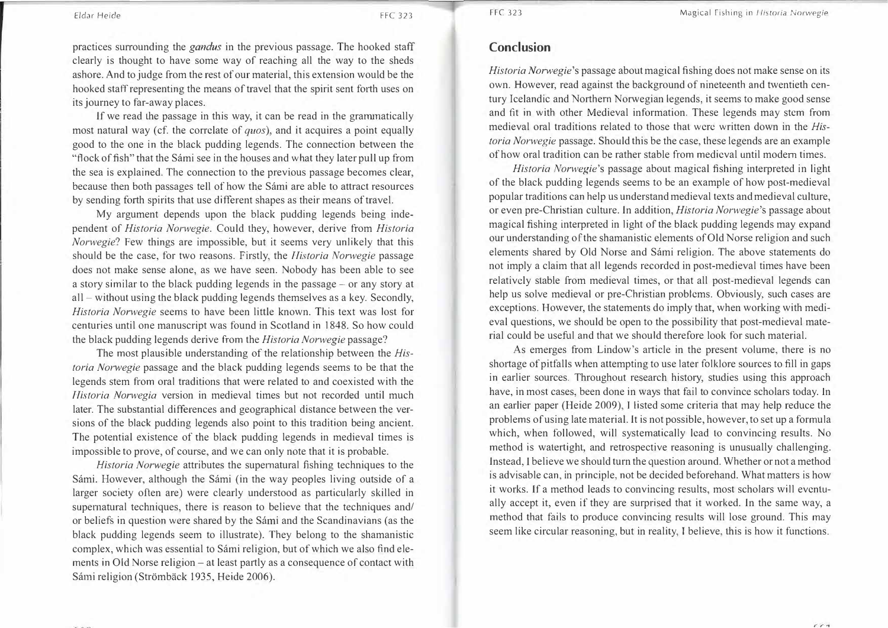practices surrounding the *gandus* in the previous passage. The hooked staff clearly is thought to have some way of reaching all the way to the sheds ashore. And to judge from the rest of our material, this extension would be the hooked staff representing the means of travel that the spirit sent forth uses on its journey to far-away places.

If we read the passage in this way, it can be read in the grammatically most natural way (cf. the correlate of *quos*), and it acquires a point equally good to the one in the black pudding legends. The connection between the "flock of fish" that the Sámi see in the houses and what they later pull up from the sea is explained. The connection to the previous passage becomes clear, because then both passages tell of how the Sámi are able to attract resources by sending forth spirits that use different shapes as their means of travel.

My argument depends upon the black pudding legends being independent of *Historia Norwegie*. Could they, however, derive from *Historia Norwegie*? Few things are impossible, but it seems very unlikely that this should be the case, for two reasons. Firstly, the *Historia Norwegie* passage does not make sense alone, as we have seen. Nobody has been able to see a story similar to the black pudding legends in the passage – or any story at all – without using the black pudding legends themselves as a key. Secondly, *Historia Norwegie* seems to have been little known. This text was lost for centuries until one manuscript was found in Scotland in 1848. So how could the black pudding legends derive from the *Historia Norwegie* passage?

The most plausible understanding of the relationship between the *Historia Norwegie* passage and the black pudding legends seems to be that the legends stem from oral traditions that were related to and coexisted with the *Historia Norwegia* version in medieval times but not recorded until much later. The substantial differences and geographical distance between the versions of the black pudding legends also point to this tradition being ancient. The potential existence of the black pudding legends in medieval times is impossible to prove, of course, and we can only note that it is probable.

*Historia Norwegie* attributes the supernatural fishing techniques to the Sámi. However, although the Sámi (in the way peoples living outside of a larger society often are) were clearly understood as particularly skilled in supernatural techniques, there is reason to believe that the techniques and/or beliefs in question were shared by the Sámi and the Scandinavians (as the black pudding legends seem to illustrate). They belong to the shamanistic complex, which was essential to Sámi religion, but of which we also find elements in Old Norse religion – at least partly as a consequence of contact with Sámi religion (Strömbäck 1935, Heide 2006).

## Conclusion

*Historia Norwegie*'s passage about magical fishing does not make sense on its own. However, read against the background of nineteenth and twentieth century Icelandic and Northern Norwegian legends, it seems to make good sense and fit in with other Medieval information. These legends may stem from medieval oral traditions related to those that were written down in the *Historia Norwegie* passage. Should this be the case, these legends are an example of how oral tradition can be rather stable from medieval until modern times.

*Historia Norwegie*'s passage about magical fishing interpreted in light of the black pudding legends seems to be an example of how post-medieval popular traditions can help us understand medieval texts and medieval culture, or even pre-Christian culture. In addition, *Historia Norwegie*'s passage about magical fishing interpreted in light of the black pudding legends may expand our understanding of the shamanistic elements of Old Norse religion and such elements shared by Old Norse and Sámi religion. The above statements do not imply a claim that all legends recorded in post-medieval times have been relatively stable from medieval times, or that all post-medieval legends can help us solve medieval or pre-Christian problems. Obviously, such cases are exceptions. However, the statements do imply that, when working with medieval questions, we should be open to the possibility that post-medieval material could be useful and that we should therefore look for such material.

As emerges from Lindow's article in the present volume, there is no shortage of pitfalls when attempting to use later folklore sources to fill in gaps in earlier sources. Throughout research history, studies using this approach have, in most cases, been done in ways that fail to convince scholars today. In an earlier paper (Heide 2009), I listed some criteria that may help reduce the problems of using late material. It is not possible, however, to set up a formula which, when followed, will systematically lead to convincing results. No method is watertight, and retrospective reasoning is unusually challenging. Instead, I believe we should turn the question around. Whether or not a method is advisable can, in principle, not be decided beforehand. What matters is how it works. If a method leads to convincing results, most scholars will eventually accept it, even if they are surprised that it worked. In the same way, a method that fails to produce convincing results will lose ground. This may seem like circular reasoning, but in reality, I believe, this is how it functions.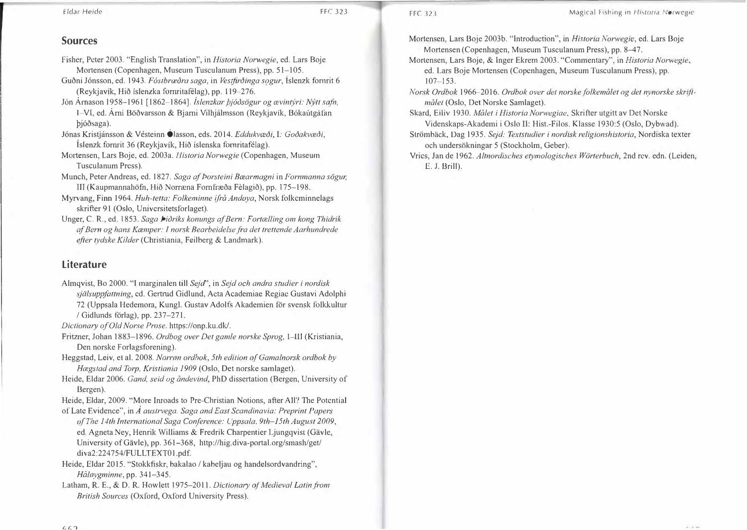## Sources

Fisher, Peter 2003. "English Translation", in *Historia Norwegie*, ed. Lars Boje Mortensen (Copenhagen, Museum Tusculanum Press), pp. 51–105.

Guðni Jónsson, ed. 1943. *Fóstbræðra saga*, in *Vestfirðinga sogur*, Íslenzk fornrit 6 (Reykjavík, Hið íslenzka fornritafélag), pp. 119–276.

Jón Árnason 1958–1961 [1862–1864]. *Íslenzkar þjóðsögur og ævintýri: Nýtt safn*, I–VI, ed. Árni Böðvarsson & Bjarni Vilhjálmsson (Reykjavík, Bókaútgáfan Þjóðsaga).

Jónas Kristjánsson & Vésteinn Ólason, eds. 2014. *Eddukvæði*, I: *Goðakvæði*, Íslenzk fornrit 36 (Reykjavík, Hið íslenska fornritafélag).

Mortensen, Lars Boje, ed. 2003a. *Historia Norwegie* (Copenhagen, Museum Tusculanum Press).

Munch, Peter Andreas, ed. 1827. *Saga af Þorsteini Bæarmagni* in *Fornmanna sögur*, III (Kaupmannahöfn, Hið Norræna Fornfræða Fèlagið), pp. 175–198.

Myrvang, Finn 1964. *Huh-tetta: Folkeminne ifrå Andøya*, Norsk folkeminnelags skrifter 91 (Oslo, Universitetsforlaget).

Unger, C. R., ed. 1853. *Saga Þiðriks konungs af Bern: Fortælling om kong Thidrik af Bern og hans Kæmper: I norsk Bearbeidelse fra det trettende Aarhundrede efter tydske Kilder* (Christiania, Feilberg & Landmark).

## Literature

Almqvist, Bo 2000. "I marginalen till *Sejd*", in *Sejd och andra studier i nordisk själsuppfattning*, ed. Gertrud Gidlund, Acta Academiae Regiae Gustavi Adolphi 72 (Uppsala Hedemora, Kungl. Gustav Adolfs Akademien för svensk folkkultur / Gidlunds förlag), pp. 237–271.

*Dictionary of Old Norse Prose*. https://onp.ku.dk/.

Fritzner, Johan 1883–1896. *Ordbog over Det gamle norske Sprog*, I–III (Kristiania, Den norske Forlagsforening).

Heggstad, Leiv, et al. 2008. *Norrøn ordbok, 5th edition of Gamalnorsk ordbok by Hægstad and Torp, Kristiania 1909* (Oslo, Det norske samlaget).

Heide, Eldar 2006. *Gand, seid og åndevind*, PhD dissertation (Bergen, University of Bergen).

Heide, Eldar, 2009. "More Inroads to Pre-Christian Notions, after All? The Potential of Late Evidence", in *Á austrvega. Saga and East Scandinavia: Preprint Papers of The 14th International Saga Conference: Uppsala, 9th–15th August 2009*, ed. Agneta Ney, Henrik Williams & Fredrik Charpentier Ljungqvist (Gävle, University of Gävle), pp. 361–368, http://hig.diva-portal.org/smash/get/diva2:224754/FULLTEXT01.pdf.

Heide, Eldar 2015. "Stokkfiskr, bakalao / kabeljau og handelsordvandring", *Håløygminne*, pp. 341–345.

Latham, R. E., & D. R. Howlett 1975–2011. *Dictionary of Medieval Latin from British Sources* (Oxford, Oxford University Press).

Mortensen, Lars Boje 2003b. "Introduction", in *Historia Norwegie*, ed. Lars Boje Mortensen (Copenhagen, Museum Tusculanum Press), pp. 8–47.

Mortensen, Lars Boje, & Inger Ekrem 2003. "Commentary", in *Historia Norwegie*, ed. Lars Boje Mortensen (Copenhagen, Museum Tusculanum Press), pp. 107–153.

*Norsk Ordbok* 1966–2016. *Ordbok over det norske folkemålet og det nynorske skriftmålet* (Oslo, Det Norske Samlaget).

Skard, Eiliv 1930. *Målet i Historia Norwegiae*, Skrifter utgitt av Det Norske Videnskaps-Akademi i Oslo II: Hist.-Filos. Klasse 1930:5 (Oslo, Dybwad).

Strömbäck, Dag 1935. *Sejd: Textstudier i nordisk religionshistoria*, Nordiska texter och undersökningar 5 (Stockholm, Geber).

Vries, Jan de 1962. *Altnordisches etymologisches Wörterbuch*, 2nd rev. edn. (Leiden, E. J. Brill).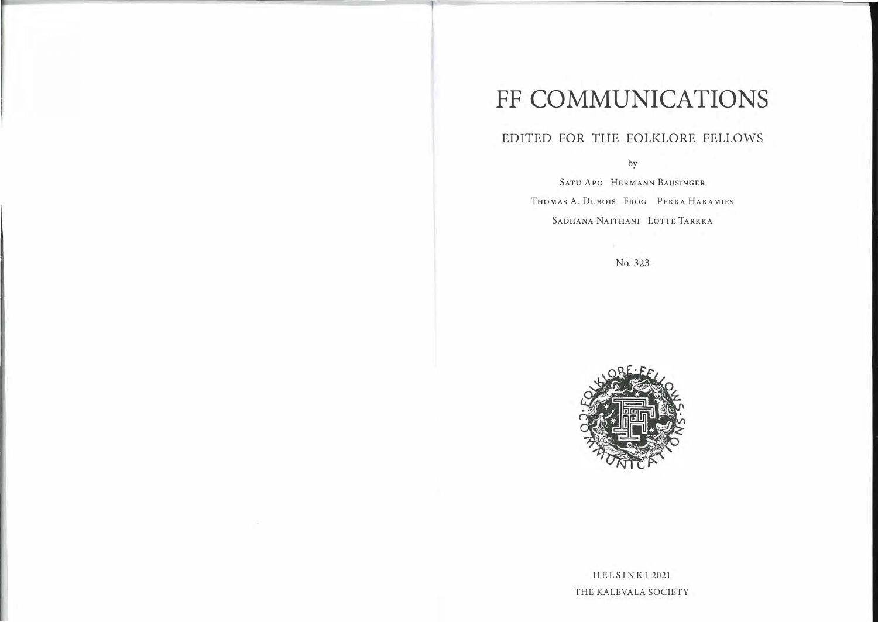# FF COMMUNICATIONS

## EDITED FOR THE FOLKLORE FELLOWS

by

Satu Apo Hermann Bausinger

Thomas A. DuBois Frog Pekka Hakamies

Sadhana Naithani Lotte Tarkka

No. 323

HELSINKI 2021

THE KALEVALA SOCIETY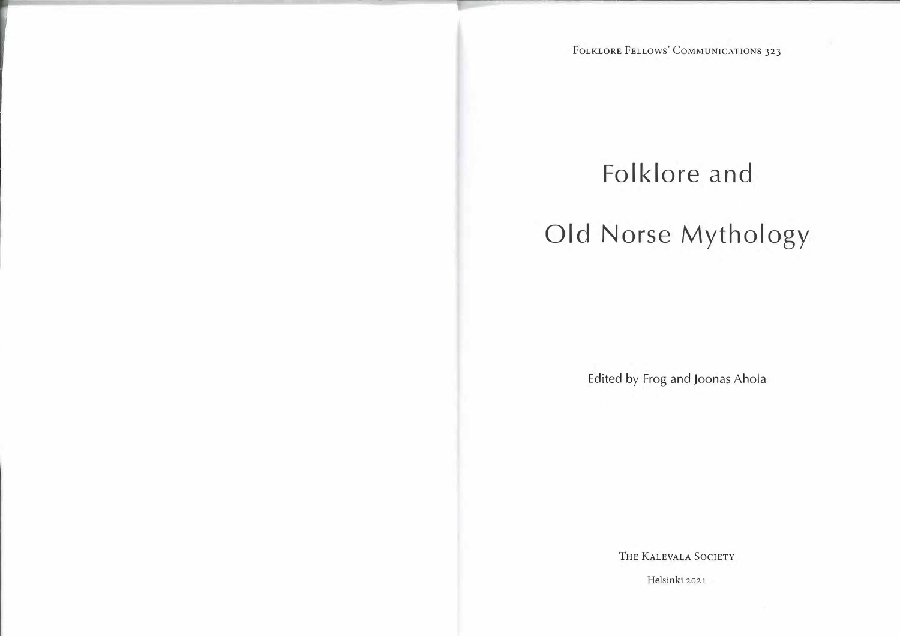Folklore Fellows' Communications 323

# Folklore and Old Norse Mythology

Edited by Frog and Joonas Ahola

The Kalevala Society

Helsinki 2021